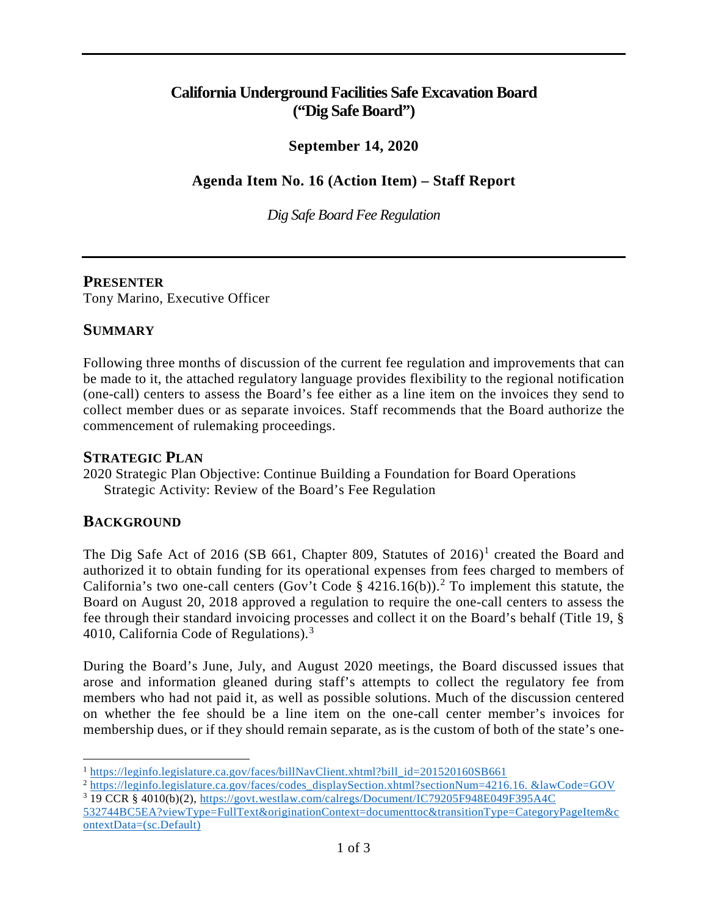# California Underground Facilities Safe Excavation Board ("Dig Safe Board")

**September 14, 2020**

**Agenda Item No. 16 (Action Item) – Staff Report**

*Dig Safe Board Fee Regulation*

---

## PRESENTER

Tony Marino, Executive Officer

## SUMMARY

Following three months of discussion of the current fee regulation and improvements that can be made to it, the attached regulatory language provides flexibility to the regional notification (one-call) centers to assess the Board's fee either as a line item on the invoices they send to collect member dues or as separate invoices. Staff recommends that the Board authorize the commencement of rulemaking proceedings.

## STRATEGIC PLAN

2020 Strategic Plan Objective: Continue Building a Foundation for Board Operations
Strategic Activity: Review of the Board's Fee Regulation

## BACKGROUND

The Dig Safe Act of 2016 (SB 661, Chapter 809, Statutes of 2016)[1] created the Board and authorized it to obtain funding for its operational expenses from fees charged to members of California's two one-call centers (Gov't Code § 4216.16(b)).[2] To implement this statute, the Board on August 20, 2018 approved a regulation to require the one-call centers to assess the fee through their standard invoicing processes and collect it on the Board's behalf (Title 19, § 4010, California Code of Regulations).[3]

During the Board's June, July, and August 2020 meetings, the Board discussed issues that arose and information gleaned during staff's attempts to collect the regulatory fee from members who had not paid it, as well as possible solutions. Much of the discussion centered on whether the fee should be a line item on the one-call center member's invoices for membership dues, or if they should remain separate, as is the custom of both of the state's one-

---

[1] https://leginfo.legislature.ca.gov/faces/billNavClient.xhtml?bill_id=201520160SB661

[2] https://leginfo.legislature.ca.gov/faces/codes_displaySection.xhtml?sectionNum=4216.16.&lawCode=GOV

[3] 19 CCR § 4010(b)(2), https://govt.westlaw.com/calregs/Document/IC79205F948E049F395A4C532744BC5EA?viewType=FullText&originationContext=documenttoc&transitionType=CategoryPageItem&contextData=(sc.Default)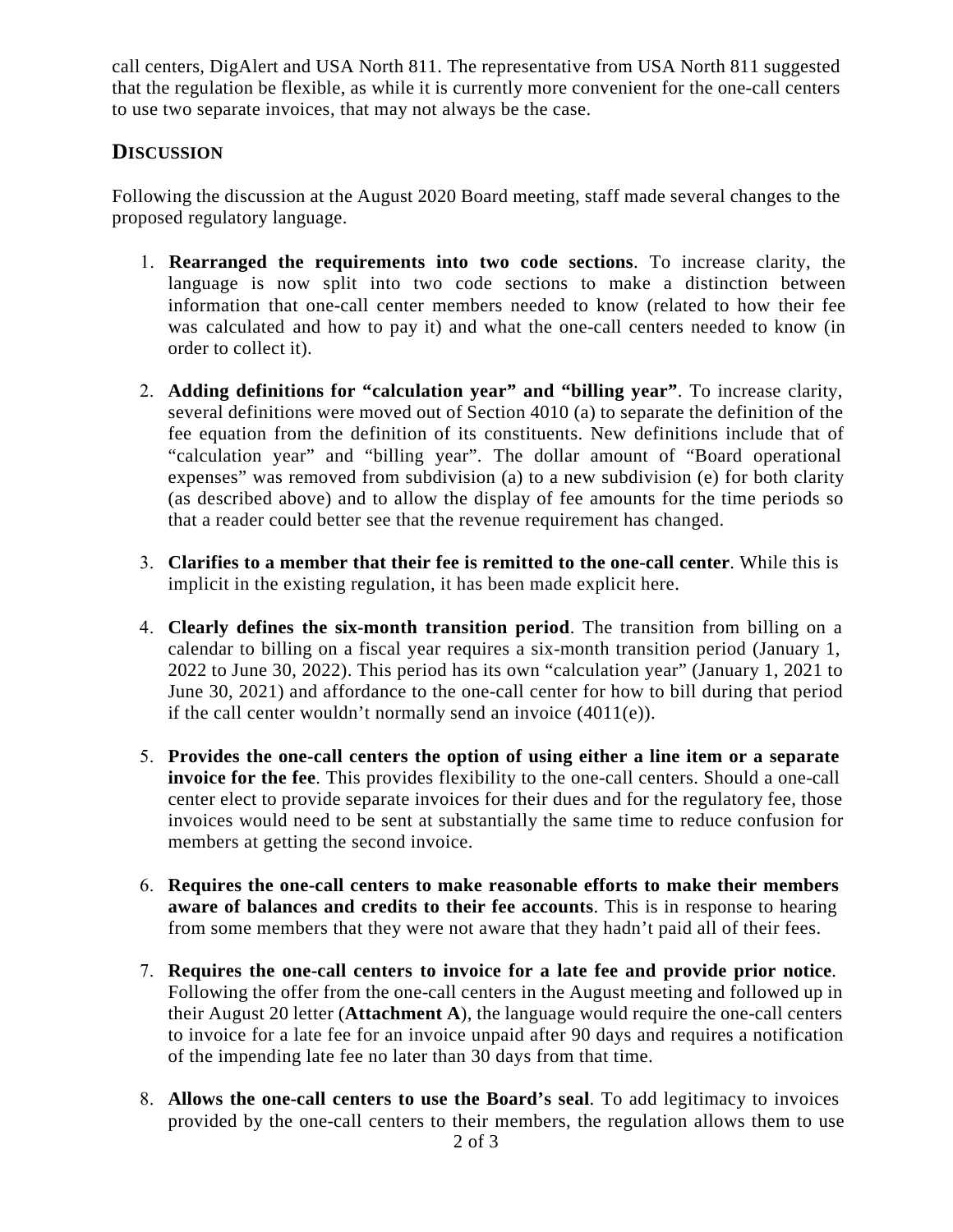call centers, DigAlert and USA North 811. The representative from USA North 811 suggested that the regulation be flexible, as while it is currently more convenient for the one-call centers to use two separate invoices, that may not always be the case.

## DISCUSSION

Following the discussion at the August 2020 Board meeting, staff made several changes to the proposed regulatory language.

1. **Rearranged the requirements into two code sections**. To increase clarity, the language is now split into two code sections to make a distinction between information that one-call center members needed to know (related to how their fee was calculated and how to pay it) and what the one-call centers needed to know (in order to collect it).

2. **Adding definitions for "calculation year" and "billing year"**. To increase clarity, several definitions were moved out of Section 4010 (a) to separate the definition of the fee equation from the definition of its constituents. New definitions include that of "calculation year" and "billing year". The dollar amount of "Board operational expenses" was removed from subdivision (a) to a new subdivision (e) for both clarity (as described above) and to allow the display of fee amounts for the time periods so that a reader could better see that the revenue requirement has changed.

3. **Clarifies to a member that their fee is remitted to the one-call center**. While this is implicit in the existing regulation, it has been made explicit here.

4. **Clearly defines the six-month transition period**. The transition from billing on a calendar to billing on a fiscal year requires a six-month transition period (January 1, 2022 to June 30, 2022). This period has its own "calculation year" (January 1, 2021 to June 30, 2021) and affordance to the one-call center for how to bill during that period if the call center wouldn't normally send an invoice (4011(e)).

5. **Provides the one-call centers the option of using either a line item or a separate invoice for the fee**. This provides flexibility to the one-call centers. Should a one-call center elect to provide separate invoices for their dues and for the regulatory fee, those invoices would need to be sent at substantially the same time to reduce confusion for members at getting the second invoice.

6. **Requires the one-call centers to make reasonable efforts to make their members aware of balances and credits to their fee accounts**. This is in response to hearing from some members that they were not aware that they hadn't paid all of their fees.

7. **Requires the one-call centers to invoice for a late fee and provide prior notice**. Following the offer from the one-call centers in the August meeting and followed up in their August 20 letter (**Attachment A**), the language would require the one-call centers to invoice for a late fee for an invoice unpaid after 90 days and requires a notification of the impending late fee no later than 30 days from that time.

8. **Allows the one-call centers to use the Board's seal**. To add legitimacy to invoices provided by the one-call centers to their members, the regulation allows them to use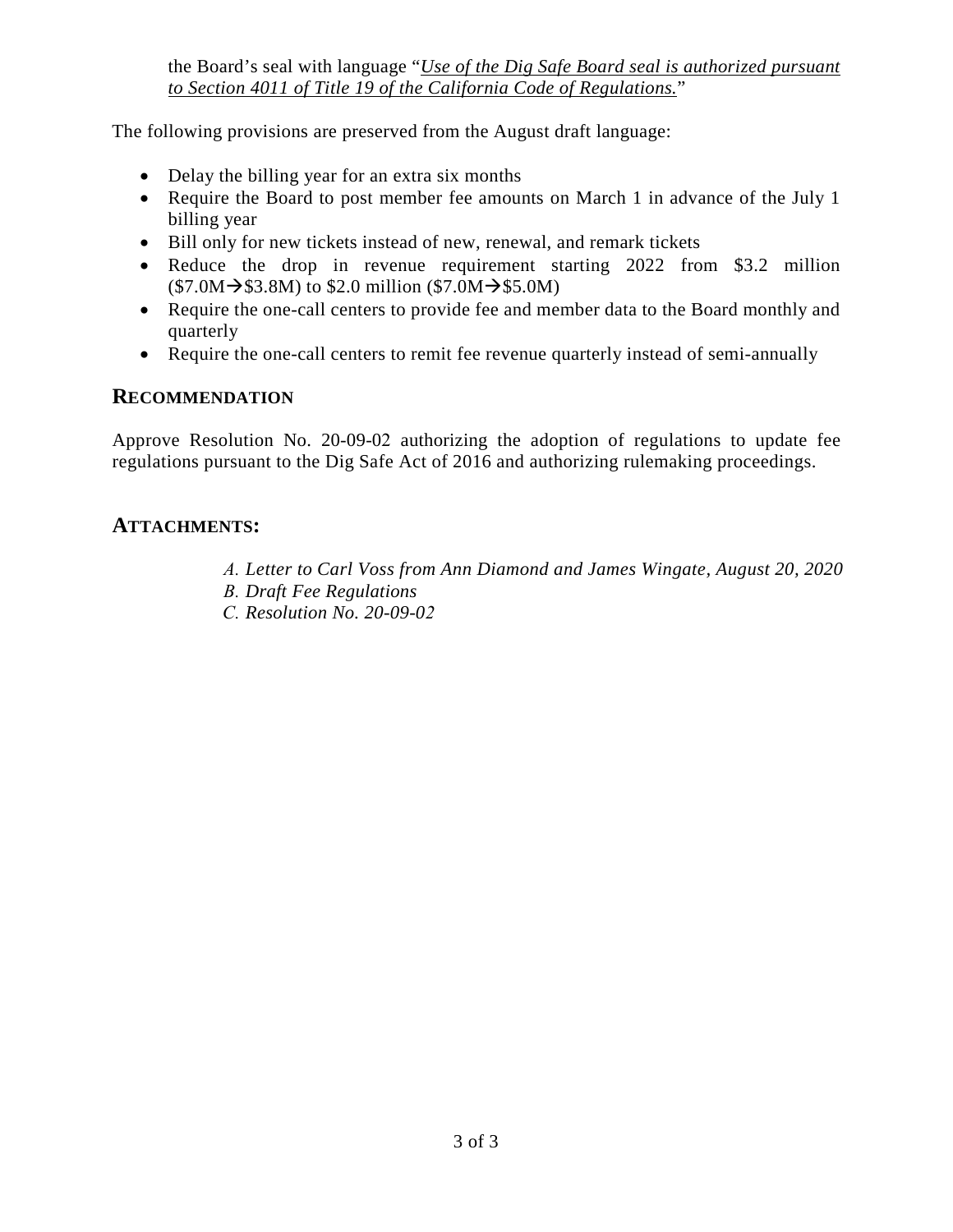the Board's seal with language "*Use of the Dig Safe Board seal is authorized pursuant to Section 4011 of Title 19 of the California Code of Regulations.*"

The following provisions are preserved from the August draft language:

- Delay the billing year for an extra six months
- Require the Board to post member fee amounts on March 1 in advance of the July 1 billing year
- Bill only for new tickets instead of new, renewal, and remark tickets
- Reduce the drop in revenue requirement starting 2022 from \$3.2 million (\$7.0M→\$3.8M) to \$2.0 million (\$7.0M→\$5.0M)
- Require the one-call centers to provide fee and member data to the Board monthly and quarterly
- Require the one-call centers to remit fee revenue quarterly instead of semi-annually

## RECOMMENDATION

Approve Resolution No. 20-09-02 authorizing the adoption of regulations to update fee regulations pursuant to the Dig Safe Act of 2016 and authorizing rulemaking proceedings.

## ATTACHMENTS:

*A. Letter to Carl Voss from Ann Diamond and James Wingate, August 20, 2020*
*B. Draft Fee Regulations*
*C. Resolution No. 20-09-02*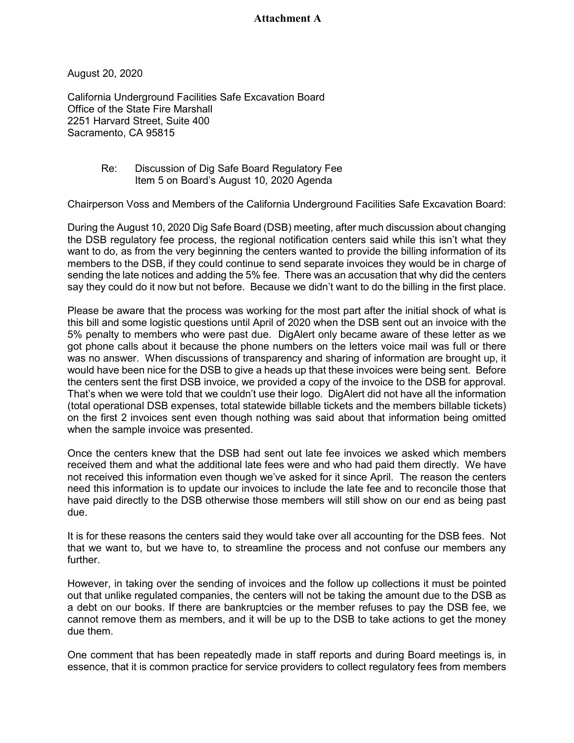**Attachment A**

August 20, 2020

California Underground Facilities Safe Excavation Board
Office of the State Fire Marshall
2251 Harvard Street, Suite 400
Sacramento, CA 95815

Re: Discussion of Dig Safe Board Regulatory Fee
Item 5 on Board's August 10, 2020 Agenda

Chairperson Voss and Members of the California Underground Facilities Safe Excavation Board:

During the August 10, 2020 Dig Safe Board (DSB) meeting, after much discussion about changing the DSB regulatory fee process, the regional notification centers said while this isn't what they want to do, as from the very beginning the centers wanted to provide the billing information of its members to the DSB, if they could continue to send separate invoices they would be in charge of sending the late notices and adding the 5% fee. There was an accusation that why did the centers say they could do it now but not before. Because we didn't want to do the billing in the first place.

Please be aware that the process was working for the most part after the initial shock of what is this bill and some logistic questions until April of 2020 when the DSB sent out an invoice with the 5% penalty to members who were past due. DigAlert only became aware of these letter as we got phone calls about it because the phone numbers on the letters voice mail was full or there was no answer. When discussions of transparency and sharing of information are brought up, it would have been nice for the DSB to give a heads up that these invoices were being sent. Before the centers sent the first DSB invoice, we provided a copy of the invoice to the DSB for approval. That's when we were told that we couldn't use their logo. DigAlert did not have all the information (total operational DSB expenses, total statewide billable tickets and the members billable tickets) on the first 2 invoices sent even though nothing was said about that information being omitted when the sample invoice was presented.

Once the centers knew that the DSB had sent out late fee invoices we asked which members received them and what the additional late fees were and who had paid them directly. We have not received this information even though we've asked for it since April. The reason the centers need this information is to update our invoices to include the late fee and to reconcile those that have paid directly to the DSB otherwise those members will still show on our end as being past due.

It is for these reasons the centers said they would take over all accounting for the DSB fees. Not that we want to, but we have to, to streamline the process and not confuse our members any further.

However, in taking over the sending of invoices and the follow up collections it must be pointed out that unlike regulated companies, the centers will not be taking the amount due to the DSB as a debt on our books. If there are bankruptcies or the member refuses to pay the DSB fee, we cannot remove them as members, and it will be up to the DSB to take actions to get the money due them.

One comment that has been repeatedly made in staff reports and during Board meetings is, in essence, that it is common practice for service providers to collect regulatory fees from members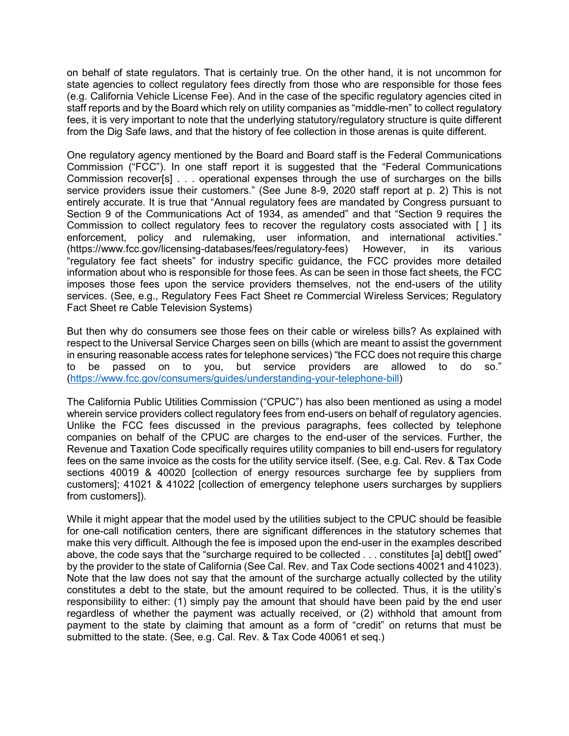on behalf of state regulators. That is certainly true. On the other hand, it is not uncommon for state agencies to collect regulatory fees directly from those who are responsible for those fees (e.g. California Vehicle License Fee). And in the case of the specific regulatory agencies cited in staff reports and by the Board which rely on utility companies as "middle-men" to collect regulatory fees, it is very important to note that the underlying statutory/regulatory structure is quite different from the Dig Safe laws, and that the history of fee collection in those arenas is quite different.

One regulatory agency mentioned by the Board and Board staff is the Federal Communications Commission ("FCC"). In one staff report it is suggested that the "Federal Communications Commission recover[s] . . . operational expenses through the use of surcharges on the bills service providers issue their customers." (See June 8-9, 2020 staff report at p. 2) This is not entirely accurate. It is true that "Annual regulatory fees are mandated by Congress pursuant to Section 9 of the Communications Act of 1934, as amended" and that "Section 9 requires the Commission to collect regulatory fees to recover the regulatory costs associated with [ ] its enforcement, policy and rulemaking, user information, and international activities." (https://www.fcc.gov/licensing-databases/fees/regulatory-fees) However, in its various "regulatory fee fact sheets" for industry specific guidance, the FCC provides more detailed information about who is responsible for those fees. As can be seen in those fact sheets, the FCC imposes those fees upon the service providers themselves, not the end-users of the utility services. (See, e.g., Regulatory Fees Fact Sheet re Commercial Wireless Services; Regulatory Fact Sheet re Cable Television Systems)

But then why do consumers see those fees on their cable or wireless bills? As explained with respect to the Universal Service Charges seen on bills (which are meant to assist the government in ensuring reasonable access rates for telephone services) "the FCC does not require this charge to be passed on to you, but service providers are allowed to do so." (https://www.fcc.gov/consumers/guides/understanding-your-telephone-bill)

The California Public Utilities Commission ("CPUC") has also been mentioned as using a model wherein service providers collect regulatory fees from end-users on behalf of regulatory agencies. Unlike the FCC fees discussed in the previous paragraphs, fees collected by telephone companies on behalf of the CPUC are charges to the end-user of the services. Further, the Revenue and Taxation Code specifically requires utility companies to bill end-users for regulatory fees on the same invoice as the costs for the utility service itself. (See, e.g. Cal. Rev. & Tax Code sections 40019 & 40020 [collection of energy resources surcharge fee by suppliers from customers]; 41021 & 41022 [collection of emergency telephone users surcharges by suppliers from customers]).

While it might appear that the model used by the utilities subject to the CPUC should be feasible for one-call notification centers, there are significant differences in the statutory schemes that make this very difficult. Although the fee is imposed upon the end-user in the examples described above, the code says that the "surcharge required to be collected . . . constitutes [a] debt[] owed" by the provider to the state of California (See Cal. Rev. and Tax Code sections 40021 and 41023). Note that the law does not say that the amount of the surcharge actually collected by the utility constitutes a debt to the state, but the amount required to be collected. Thus, it is the utility's responsibility to either: (1) simply pay the amount that should have been paid by the end user regardless of whether the payment was actually received, or (2) withhold that amount from payment to the state by claiming that amount as a form of "credit" on returns that must be submitted to the state. (See, e.g. Cal. Rev. & Tax Code 40061 et seq.)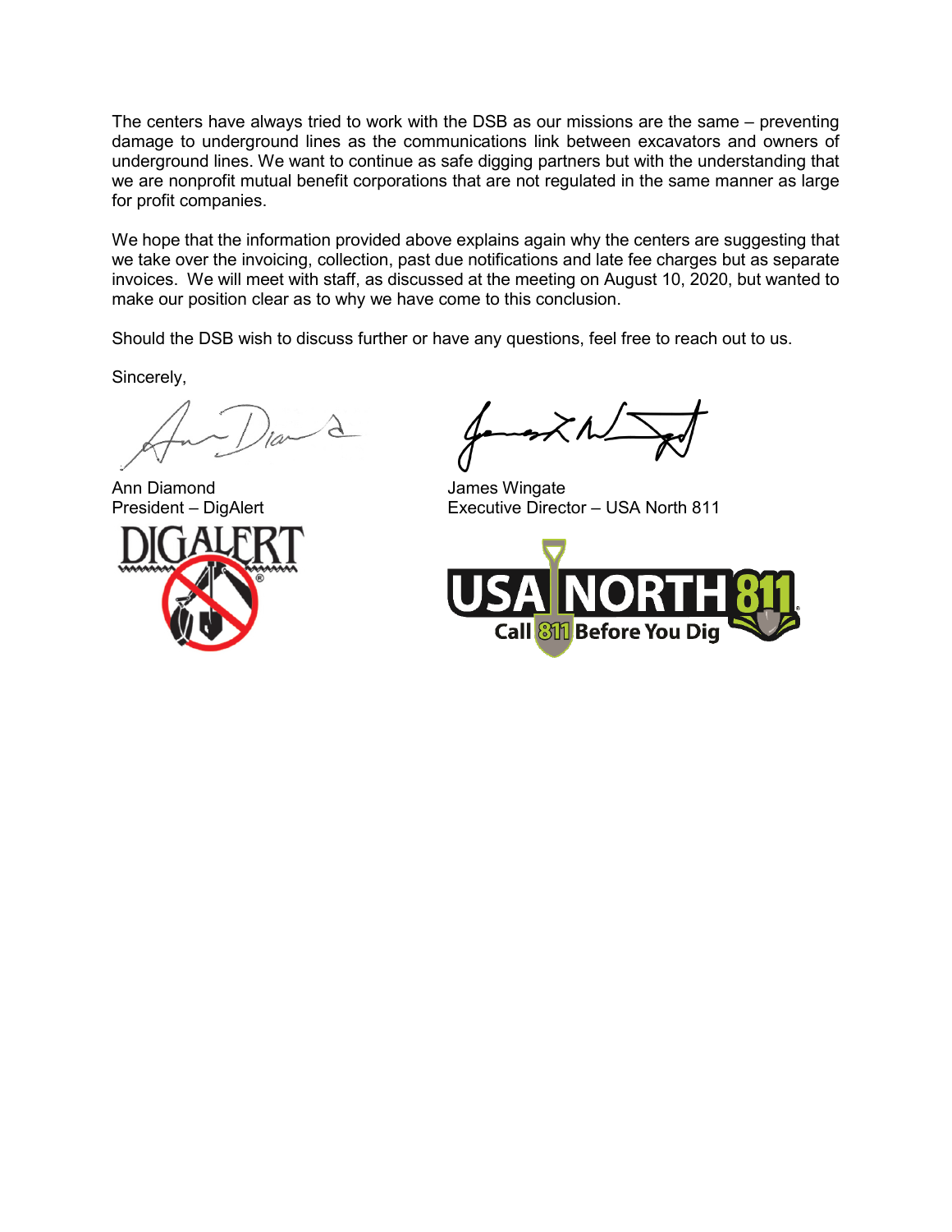The centers have always tried to work with the DSB as our missions are the same – preventing damage to underground lines as the communications link between excavators and owners of underground lines. We want to continue as safe digging partners but with the understanding that we are nonprofit mutual benefit corporations that are not regulated in the same manner as large for profit companies.

We hope that the information provided above explains again why the centers are suggesting that we take over the invoicing, collection, past due notifications and late fee charges but as separate invoices. We will meet with staff, as discussed at the meeting on August 10, 2020, but wanted to make our position clear as to why we have come to this conclusion.

Should the DSB wish to discuss further or have any questions, feel free to reach out to us.

Sincerely,

Ann Diamond
President – DigAlert

James Wingate
Executive Director – USA North 811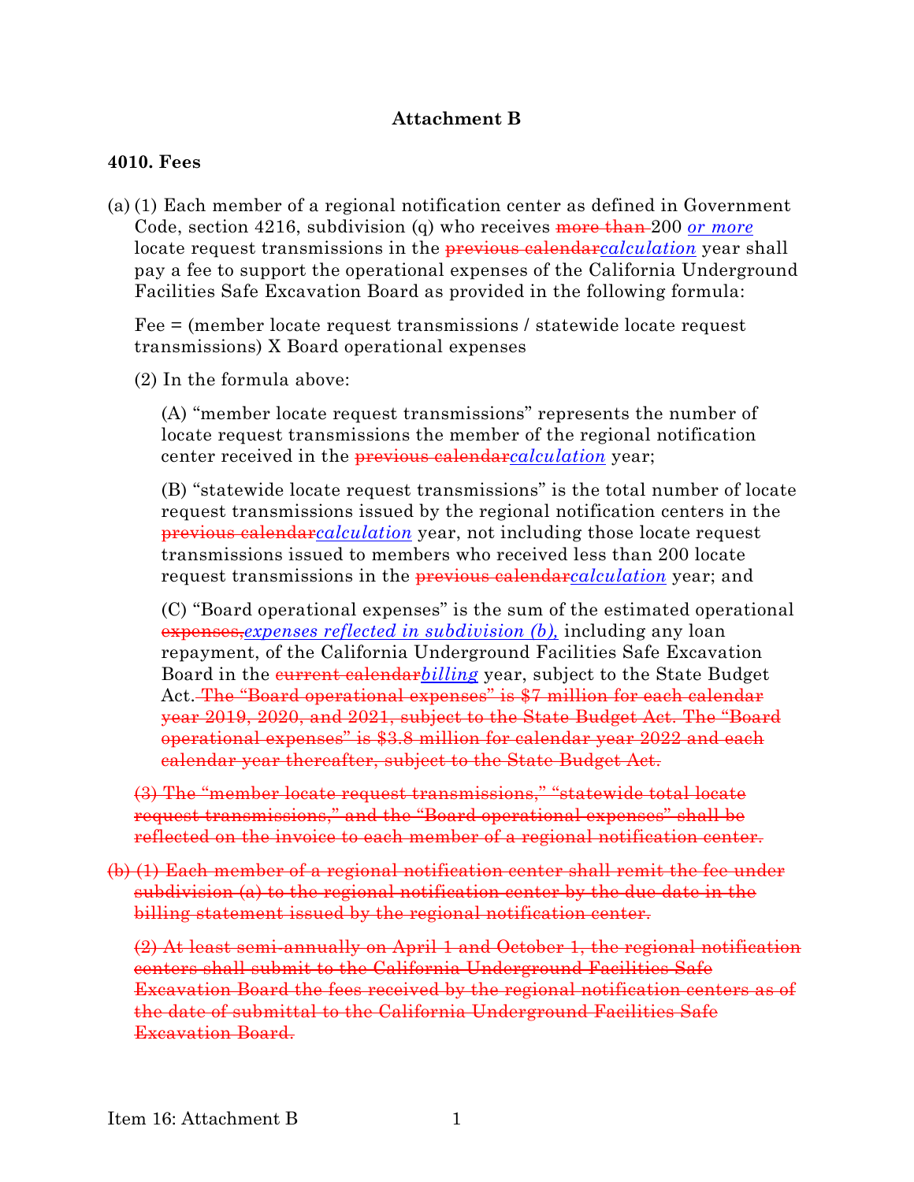## Attachment B

### 4010. Fees

(a) (1) Each member of a regional notification center as defined in Government Code, section 4216, subdivision (q) who receives ~~more than~~ 200 *or more* locate request transmissions in the ~~previous calendar~~*calculation* year shall pay a fee to support the operational expenses of the California Underground Facilities Safe Excavation Board as provided in the following formula:

Fee = (member locate request transmissions / statewide locate request transmissions) X Board operational expenses

(2) In the formula above:

(A) "member locate request transmissions" represents the number of locate request transmissions the member of the regional notification center received in the ~~previous calendar~~*calculation* year;

(B) "statewide locate request transmissions" is the total number of locate request transmissions issued by the regional notification centers in the ~~previous calendar~~*calculation* year, not including those locate request transmissions issued to members who received less than 200 locate request transmissions in the ~~previous calendar~~*calculation* year; and

(C) "Board operational expenses" is the sum of the estimated operational ~~expenses,~~*expenses reflected in subdivision (b),* including any loan repayment, of the California Underground Facilities Safe Excavation Board in the ~~current calendar~~*billing* year, subject to the State Budget Act. ~~The "Board operational expenses" is $7 million for each calendar year 2019, 2020, and 2021, subject to the State Budget Act. The "Board operational expenses" is $3.8 million for calendar year 2022 and each calendar year thereafter, subject to the State Budget Act.~~

~~(3) The "member locate request transmissions," "statewide total locate request transmissions," and the "Board operational expenses" shall be reflected on the invoice to each member of a regional notification center.~~

~~(b) (1) Each member of a regional notification center shall remit the fee under subdivision (a) to the regional notification center by the due date in the billing statement issued by the regional notification center.~~

~~(2) At least semi-annually on April 1 and October 1, the regional notification centers shall submit to the California Underground Facilities Safe Excavation Board the fees received by the regional notification centers as of the date of submittal to the California Underground Facilities Safe Excavation Board.~~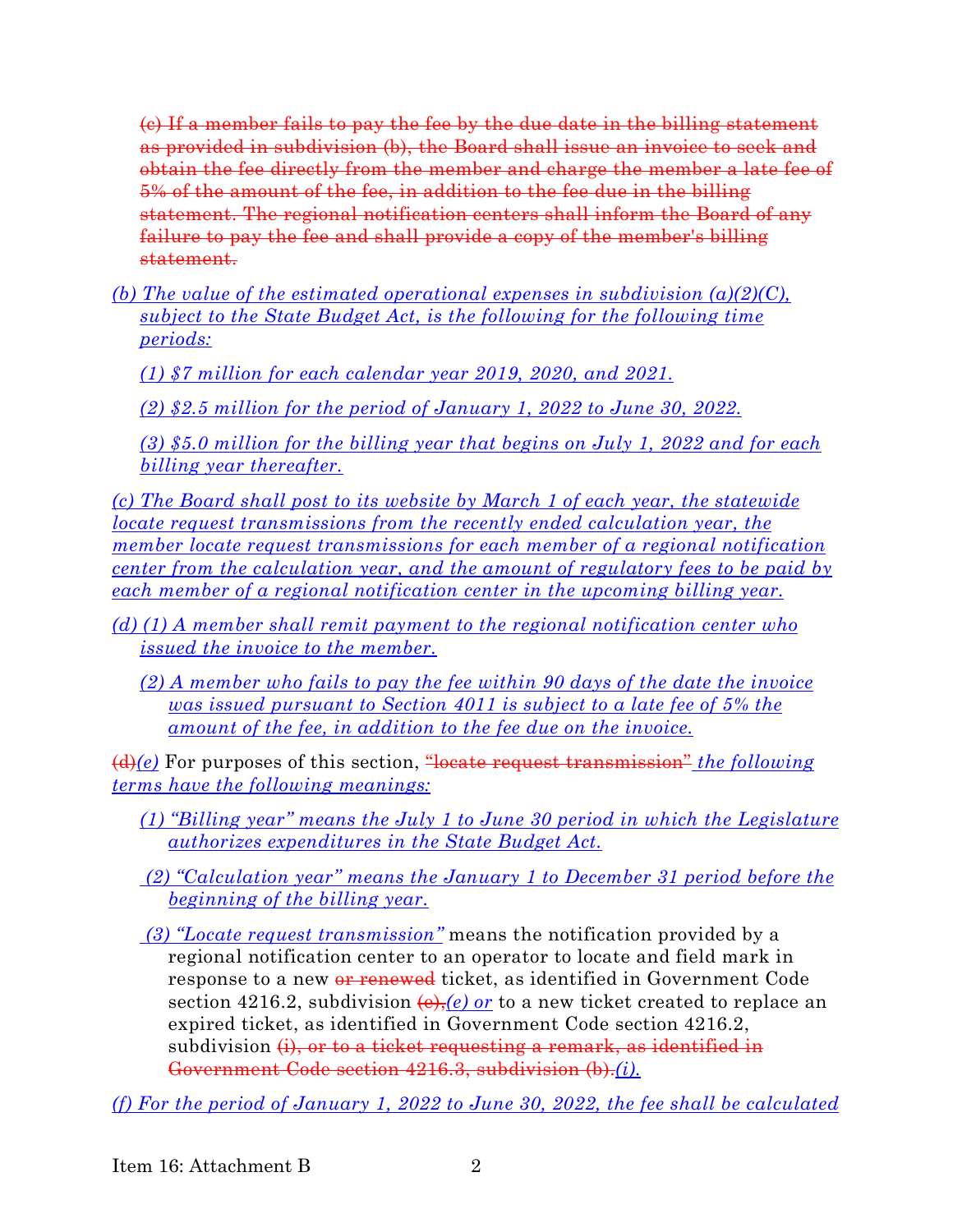~~(c) If a member fails to pay the fee by the due date in the billing statement as provided in subdivision (b), the Board shall issue an invoice to seek and obtain the fee directly from the member and charge the member a late fee of 5% of the amount of the fee, in addition to the fee due in the billing statement. The regional notification centers shall inform the Board of any failure to pay the fee and shall provide a copy of the member's billing statement.~~

*(b) The value of the estimated operational expenses in subdivision (a)(2)(C), subject to the State Budget Act, is the following for the following time periods:*

*(1) $7 million for each calendar year 2019, 2020, and 2021.*

*(2) $2.5 million for the period of January 1, 2022 to June 30, 2022.*

*(3) $5.0 million for the billing year that begins on July 1, 2022 and for each billing year thereafter.*

*(c) The Board shall post to its website by March 1 of each year, the statewide locate request transmissions from the recently ended calculation year, the member locate request transmissions for each member of a regional notification center from the calculation year, and the amount of regulatory fees to be paid by each member of a regional notification center in the upcoming billing year.*

*(d) (1) A member shall remit payment to the regional notification center who issued the invoice to the member.*

*(2) A member who fails to pay the fee within 90 days of the date the invoice was issued pursuant to Section 4011 is subject to a late fee of 5% the amount of the fee, in addition to the fee due on the invoice.*

~~(d)~~*(e)* For purposes of this section, ~~"locate request transmission"~~ *the following terms have the following meanings:*

*(1) "Billing year" means the July 1 to June 30 period in which the Legislature authorizes expenditures in the State Budget Act.*

*(2) "Calculation year" means the January 1 to December 31 period before the beginning of the billing year.*

*(3) "Locate request transmission"* means the notification provided by a regional notification center to an operator to locate and field mark in response to a new ~~or renewed~~ ticket, as identified in Government Code section 4216.2, subdivision ~~(e),~~*(e) or* to a new ticket created to replace an expired ticket, as identified in Government Code section 4216.2, subdivision ~~(i), or to a ticket requesting a remark, as identified in Government Code section 4216.3, subdivision (b).~~*(i).*

*(f) For the period of January 1, 2022 to June 30, 2022, the fee shall be calculated*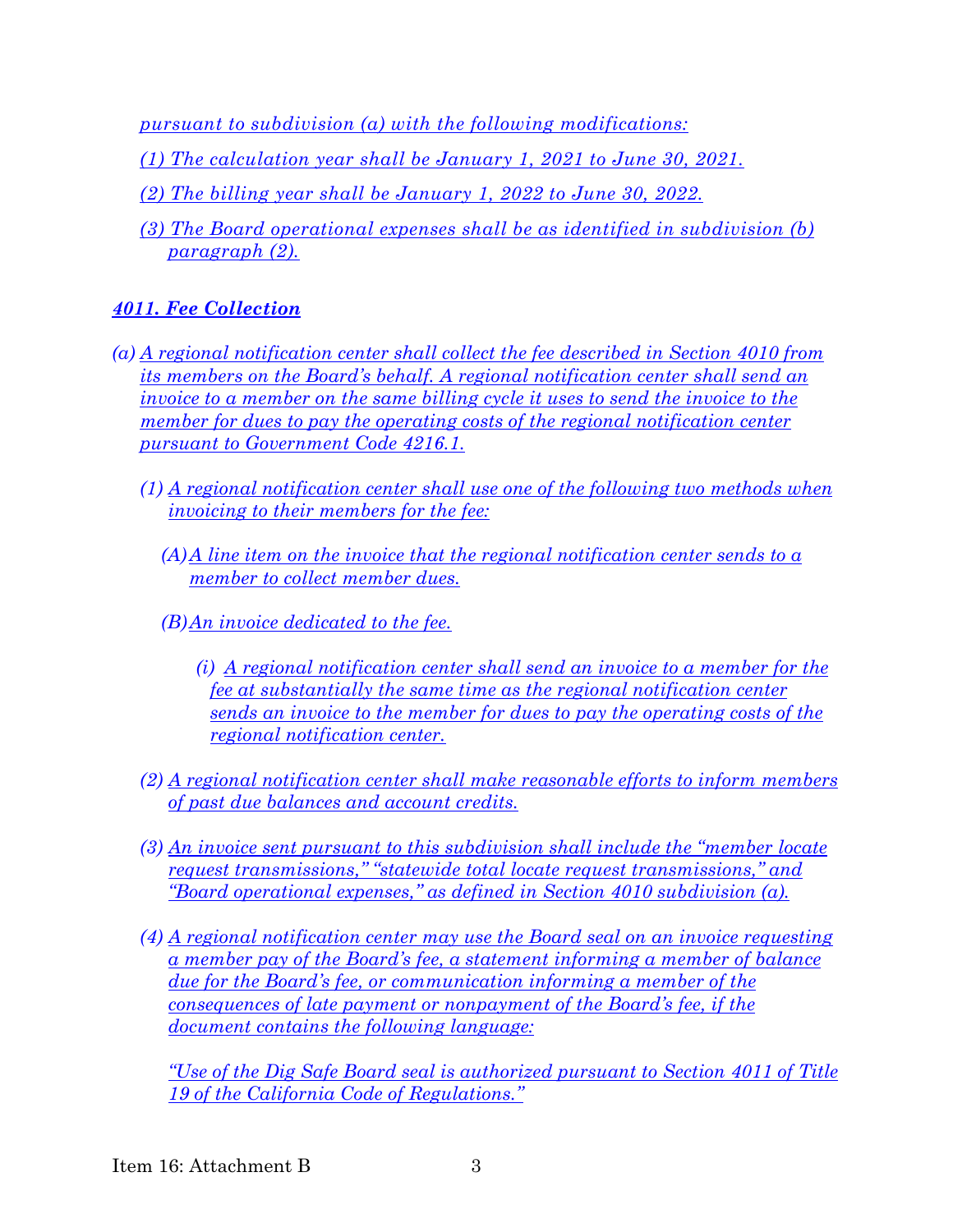*pursuant to subdivision (a) with the following modifications:*

*(1) The calculation year shall be January 1, 2021 to June 30, 2021.*

*(2) The billing year shall be January 1, 2022 to June 30, 2022.*

*(3) The Board operational expenses shall be as identified in subdivision (b) paragraph (2).*

### ***4011. Fee Collection***

*(a) A regional notification center shall collect the fee described in Section 4010 from its members on the Board's behalf. A regional notification center shall send an invoice to a member on the same billing cycle it uses to send the invoice to the member for dues to pay the operating costs of the regional notification center pursuant to Government Code 4216.1.*

*(1) A regional notification center shall use one of the following two methods when invoicing to their members for the fee:*

*(A) A line item on the invoice that the regional notification center sends to a member to collect member dues.*

*(B) An invoice dedicated to the fee.*

*(i) A regional notification center shall send an invoice to a member for the fee at substantially the same time as the regional notification center sends an invoice to the member for dues to pay the operating costs of the regional notification center.*

*(2) A regional notification center shall make reasonable efforts to inform members of past due balances and account credits.*

*(3) An invoice sent pursuant to this subdivision shall include the "member locate request transmissions," "statewide total locate request transmissions," and "Board operational expenses," as defined in Section 4010 subdivision (a).*

*(4) A regional notification center may use the Board seal on an invoice requesting a member pay of the Board's fee, a statement informing a member of balance due for the Board's fee, or communication informing a member of the consequences of late payment or nonpayment of the Board's fee, if the document contains the following language:*

*"Use of the Dig Safe Board seal is authorized pursuant to Section 4011 of Title 19 of the California Code of Regulations."*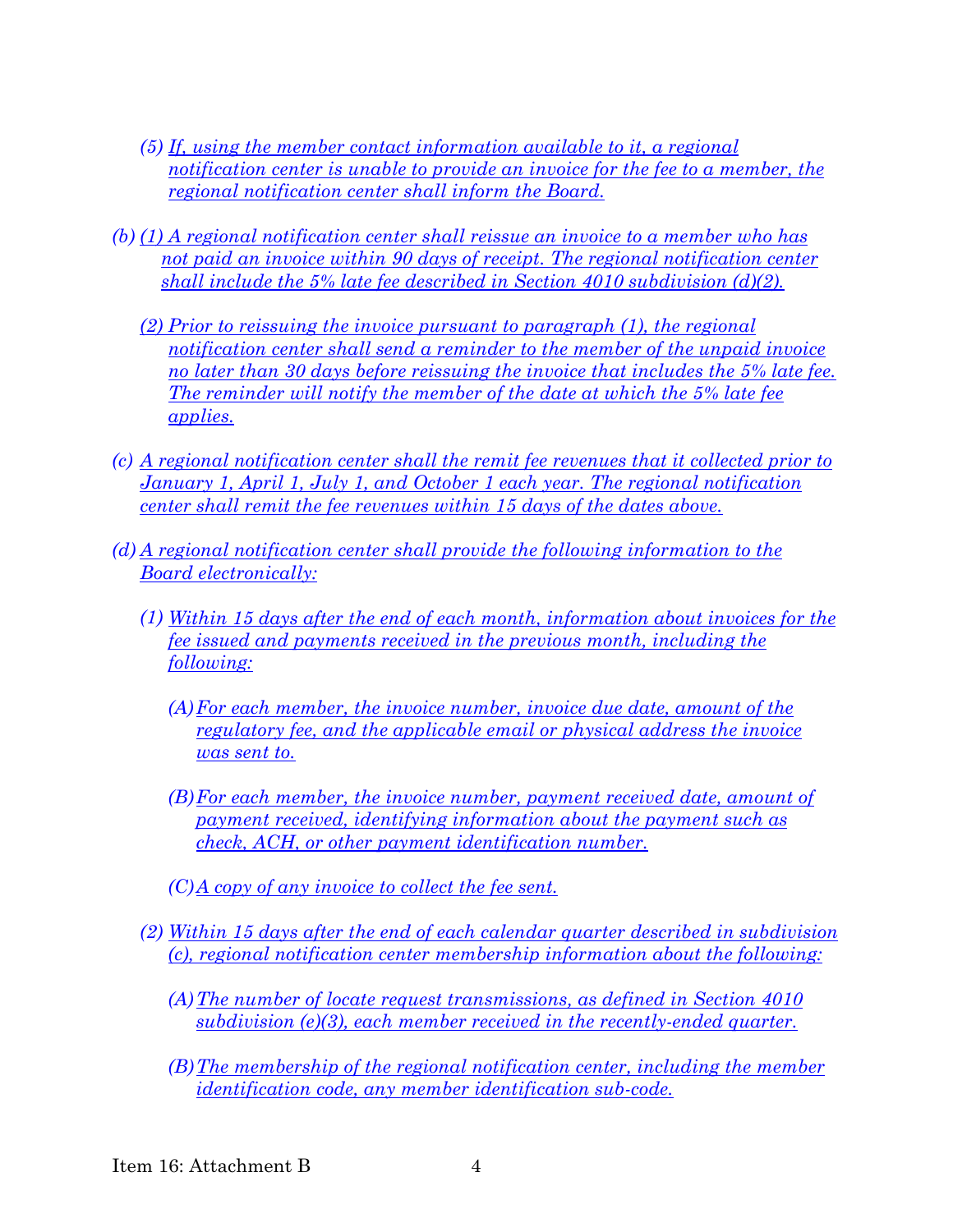(5) *If, using the member contact information available to it, a regional notification center is unable to provide an invoice for the fee to a member, the regional notification center shall inform the Board.*

(b) *(1) A regional notification center shall reissue an invoice to a member who has not paid an invoice within 90 days of receipt. The regional notification center shall include the 5% late fee described in Section 4010 subdivision (d)(2).*

(2) *Prior to reissuing the invoice pursuant to paragraph (1), the regional notification center shall send a reminder to the member of the unpaid invoice no later than 30 days before reissuing the invoice that includes the 5% late fee. The reminder will notify the member of the date at which the 5% late fee applies.*

(c) *A regional notification center shall the remit fee revenues that it collected prior to January 1, April 1, July 1, and October 1 each year. The regional notification center shall remit the fee revenues within 15 days of the dates above.*

(d) *A regional notification center shall provide the following information to the Board electronically:*

(1) *Within 15 days after the end of each month, information about invoices for the fee issued and payments received in the previous month, including the following:*

(A) *For each member, the invoice number, invoice due date, amount of the regulatory fee, and the applicable email or physical address the invoice was sent to.*

(B) *For each member, the invoice number, payment received date, amount of payment received, identifying information about the payment such as check, ACH, or other payment identification number.*

(C) *A copy of any invoice to collect the fee sent.*

(2) *Within 15 days after the end of each calendar quarter described in subdivision (c), regional notification center membership information about the following:*

(A) *The number of locate request transmissions, as defined in Section 4010 subdivision (e)(3), each member received in the recently-ended quarter.*

(B) *The membership of the regional notification center, including the member identification code, any member identification sub-code.*

Item 16: Attachment B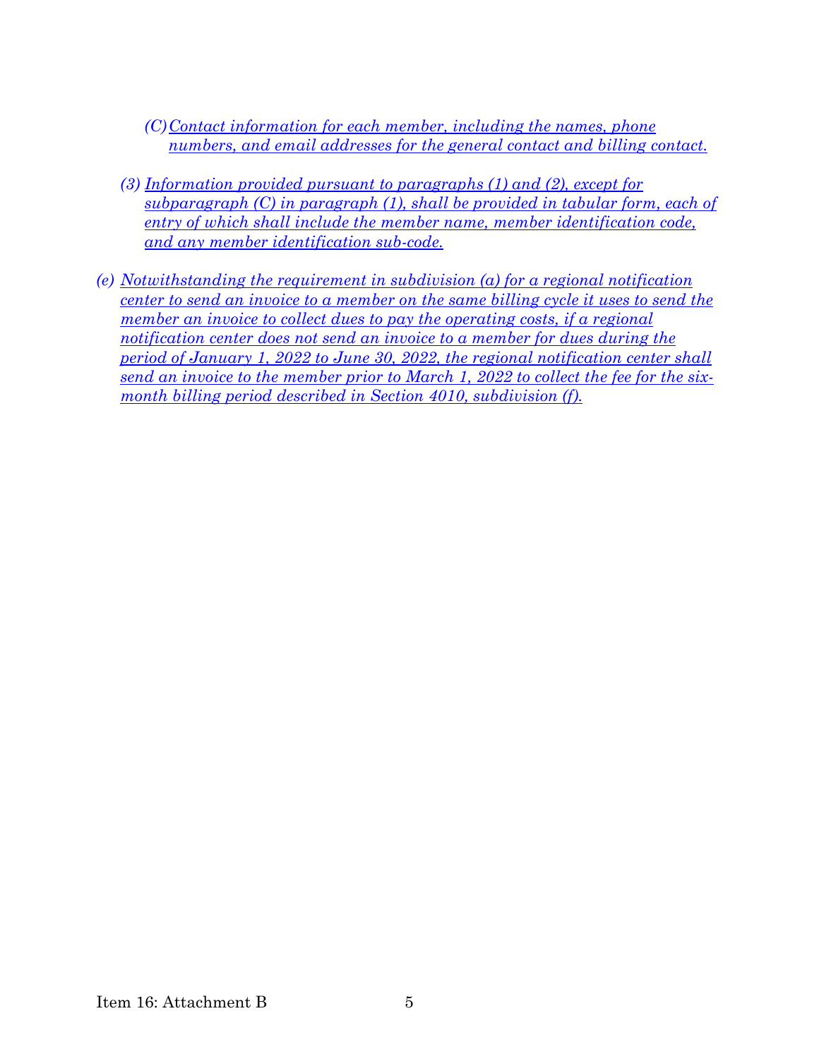(C) Contact information for each member, including the names, phone numbers, and email addresses for the general contact and billing contact.

(3) Information provided pursuant to paragraphs (1) and (2), except for subparagraph (C) in paragraph (1), shall be provided in tabular form, each of entry of which shall include the member name, member identification code, and any member identification sub-code.

(e) Notwithstanding the requirement in subdivision (a) for a regional notification center to send an invoice to a member on the same billing cycle it uses to send the member an invoice to collect dues to pay the operating costs, if a regional notification center does not send an invoice to a member for dues during the period of January 1, 2022 to June 30, 2022, the regional notification center shall send an invoice to the member prior to March 1, 2022 to collect the fee for the six-month billing period described in Section 4010, subdivision (f).

Item 16: Attachment B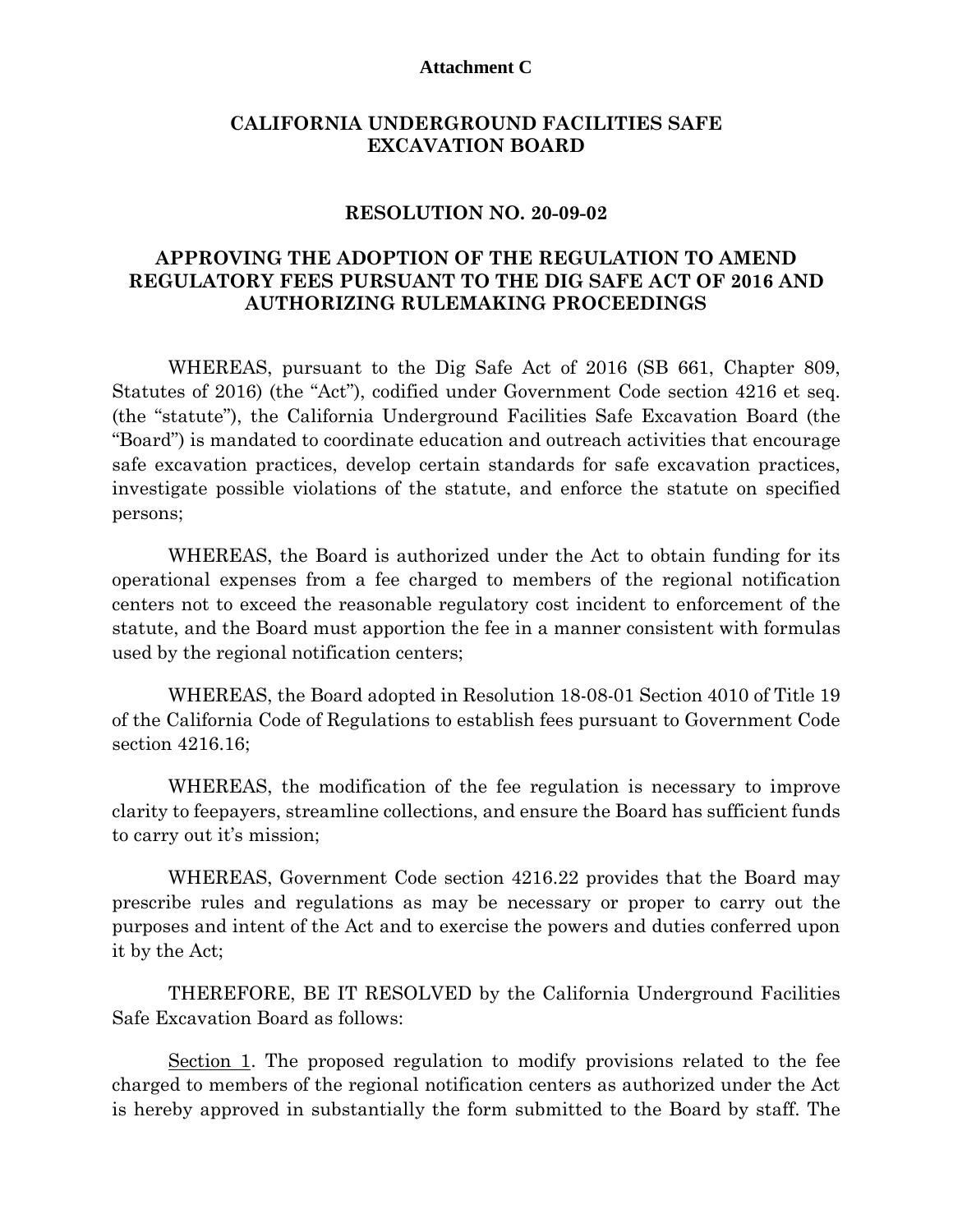**Attachment C**

## CALIFORNIA UNDERGROUND FACILITIES SAFE EXCAVATION BOARD

### RESOLUTION NO. 20-09-02

### APPROVING THE ADOPTION OF THE REGULATION TO AMEND REGULATORY FEES PURSUANT TO THE DIG SAFE ACT OF 2016 AND AUTHORIZING RULEMAKING PROCEEDINGS

WHEREAS, pursuant to the Dig Safe Act of 2016 (SB 661, Chapter 809, Statutes of 2016) (the "Act"), codified under Government Code section 4216 et seq. (the "statute"), the California Underground Facilities Safe Excavation Board (the "Board") is mandated to coordinate education and outreach activities that encourage safe excavation practices, develop certain standards for safe excavation practices, investigate possible violations of the statute, and enforce the statute on specified persons;

WHEREAS, the Board is authorized under the Act to obtain funding for its operational expenses from a fee charged to members of the regional notification centers not to exceed the reasonable regulatory cost incident to enforcement of the statute, and the Board must apportion the fee in a manner consistent with formulas used by the regional notification centers;

WHEREAS, the Board adopted in Resolution 18-08-01 Section 4010 of Title 19 of the California Code of Regulations to establish fees pursuant to Government Code section 4216.16;

WHEREAS, the modification of the fee regulation is necessary to improve clarity to feepayers, streamline collections, and ensure the Board has sufficient funds to carry out it's mission;

WHEREAS, Government Code section 4216.22 provides that the Board may prescribe rules and regulations as may be necessary or proper to carry out the purposes and intent of the Act and to exercise the powers and duties conferred upon it by the Act;

THEREFORE, BE IT RESOLVED by the California Underground Facilities Safe Excavation Board as follows:

<u>Section 1</u>. The proposed regulation to modify provisions related to the fee charged to members of the regional notification centers as authorized under the Act is hereby approved in substantially the form submitted to the Board by staff. The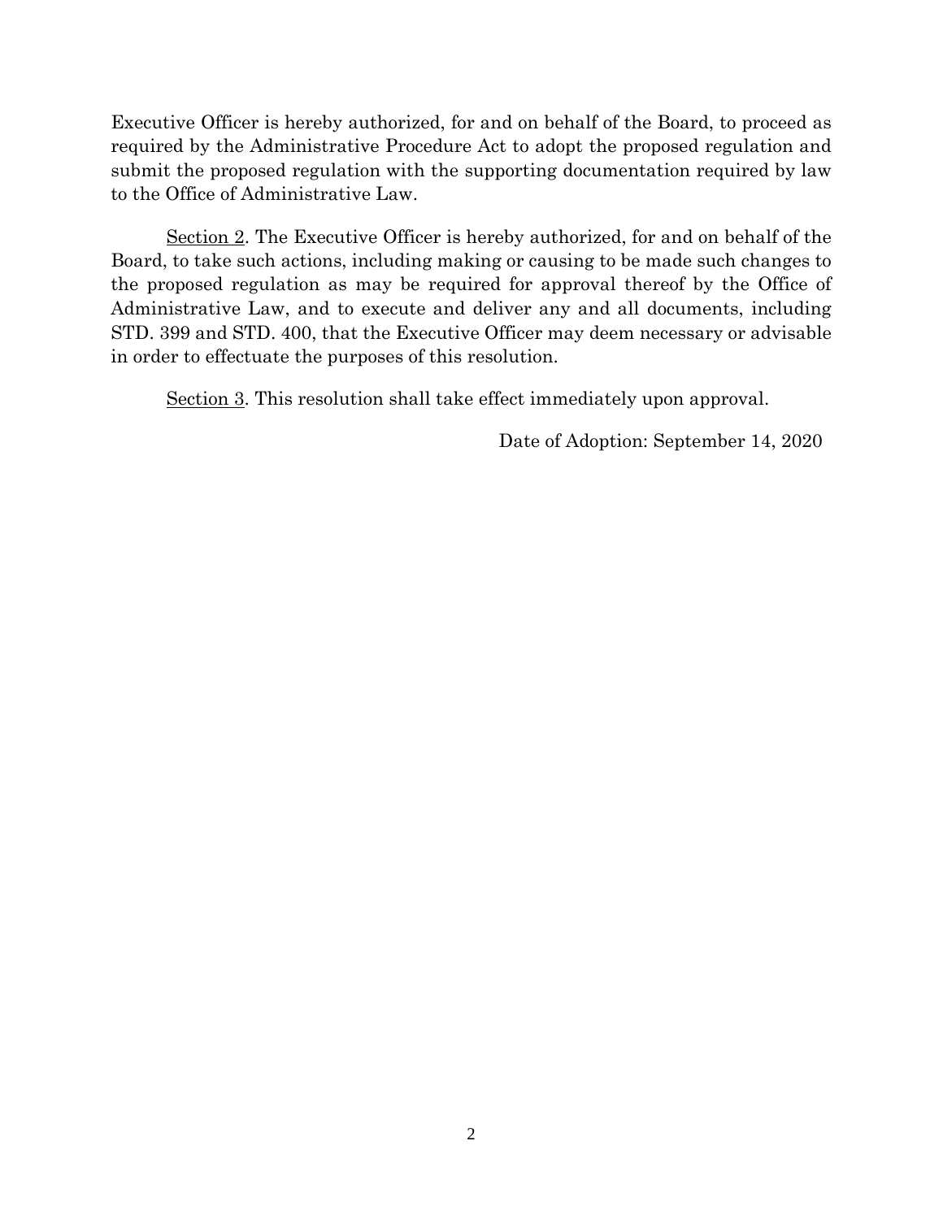Executive Officer is hereby authorized, for and on behalf of the Board, to proceed as required by the Administrative Procedure Act to adopt the proposed regulation and submit the proposed regulation with the supporting documentation required by law to the Office of Administrative Law.

<u>Section 2</u>. The Executive Officer is hereby authorized, for and on behalf of the Board, to take such actions, including making or causing to be made such changes to the proposed regulation as may be required for approval thereof by the Office of Administrative Law, and to execute and deliver any and all documents, including STD. 399 and STD. 400, that the Executive Officer may deem necessary or advisable in order to effectuate the purposes of this resolution.

<u>Section 3</u>. This resolution shall take effect immediately upon approval.

Date of Adoption: September 14, 2020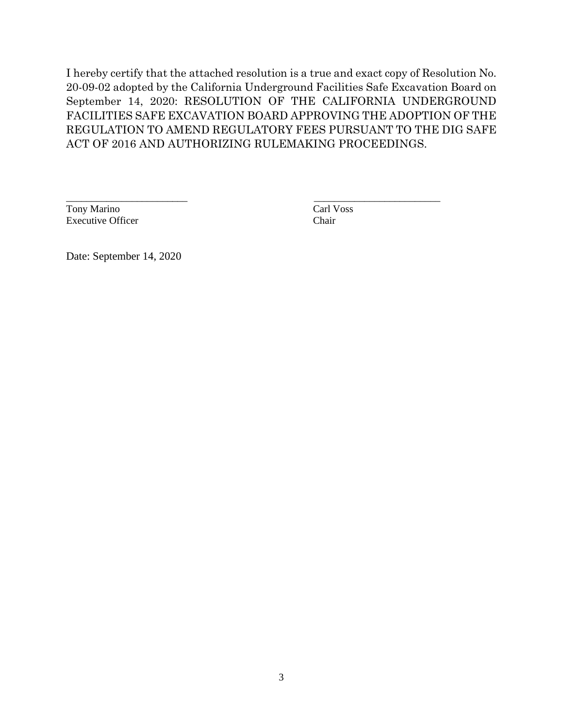I hereby certify that the attached resolution is a true and exact copy of Resolution No. 20-09-02 adopted by the California Underground Facilities Safe Excavation Board on September 14, 2020: RESOLUTION OF THE CALIFORNIA UNDERGROUND FACILITIES SAFE EXCAVATION BOARD APPROVING THE ADOPTION OF THE REGULATION TO AMEND REGULATORY FEES PURSUANT TO THE DIG SAFE ACT OF 2016 AND AUTHORIZING RULEMAKING PROCEEDINGS.

| | |
|---|---|
| _______________________ | _______________________ |
| Tony Marino | Carl Voss |
| Executive Officer | Chair |

Date: September 14, 2020